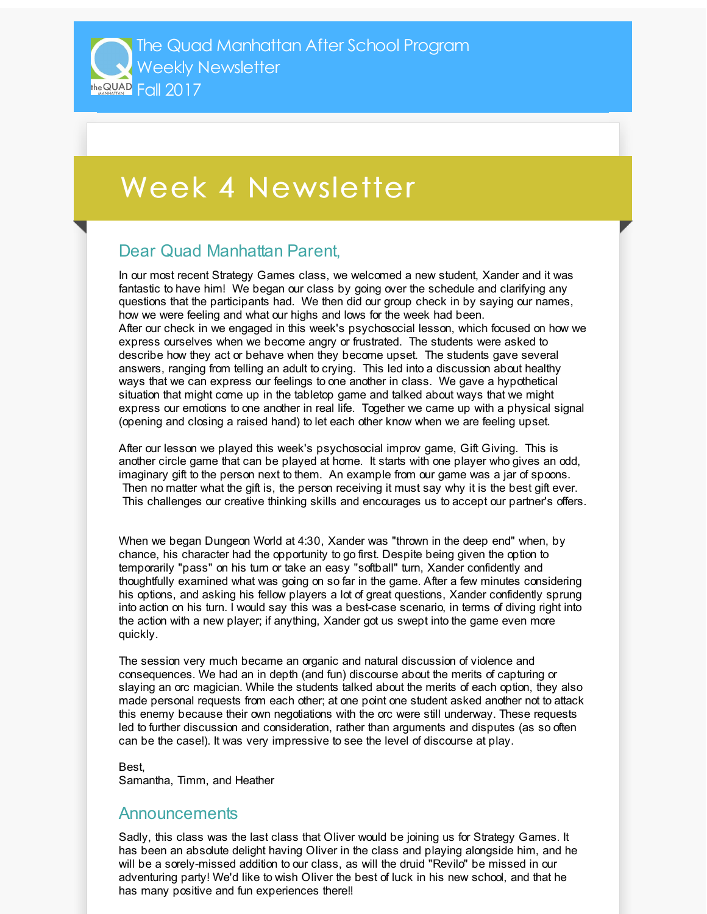The Quad Manhattan After School Program
Weekly Newsletter
Fall 2017

# Week 4 Newsletter

## Dear Quad Manhattan Parent,

In our most recent Strategy Games class, we welcomed a new student, Xander and it was fantastic to have him! We began our class by going over the schedule and clarifying any questions that the participants had. We then did our group check in by saying our names, how we were feeling and what our highs and lows for the week had been.
After our check in we engaged in this week's psychosocial lesson, which focused on how we express ourselves when we become angry or frustrated. The students were asked to describe how they act or behave when they become upset. The students gave several answers, ranging from telling an adult to crying. This led into a discussion about healthy ways that we can express our feelings to one another in class. We gave a hypothetical situation that might come up in the tabletop game and talked about ways that we might express our emotions to one another in real life. Together we came up with a physical signal (opening and closing a raised hand) to let each other know when we are feeling upset.

After our lesson we played this week's psychosocial improv game, Gift Giving. This is another circle game that can be played at home. It starts with one player who gives an odd, imaginary gift to the person next to them. An example from our game was a jar of spoons. Then no matter what the gift is, the person receiving it must say why it is the best gift ever. This challenges our creative thinking skills and encourages us to accept our partner's offers.

When we began Dungeon World at 4:30, Xander was "thrown in the deep end" when, by chance, his character had the opportunity to go first. Despite being given the option to temporarily "pass" on his turn or take an easy "softball" turn, Xander confidently and thoughtfully examined what was going on so far in the game. After a few minutes considering his options, and asking his fellow players a lot of great questions, Xander confidently sprung into action on his turn. I would say this was a best-case scenario, in terms of diving right into the action with a new player; if anything, Xander got us swept into the game even more quickly.

The session very much became an organic and natural discussion of violence and consequences. We had an in depth (and fun) discourse about the merits of capturing or slaying an orc magician. While the students talked about the merits of each option, they also made personal requests from each other; at one point one student asked another not to attack this enemy because their own negotiations with the orc were still underway. These requests led to further discussion and consideration, rather than arguments and disputes (as so often can be the case!). It was very impressive to see the level of discourse at play.

Best,
Samantha, Timm, and Heather

## Announcements

Sadly, this class was the last class that Oliver would be joining us for Strategy Games. It has been an absolute delight having Oliver in the class and playing alongside him, and he will be a sorely-missed addition to our class, as will the druid "Revilo" be missed in our adventuring party! We'd like to wish Oliver the best of luck in his new school, and that he has many positive and fun experiences there!!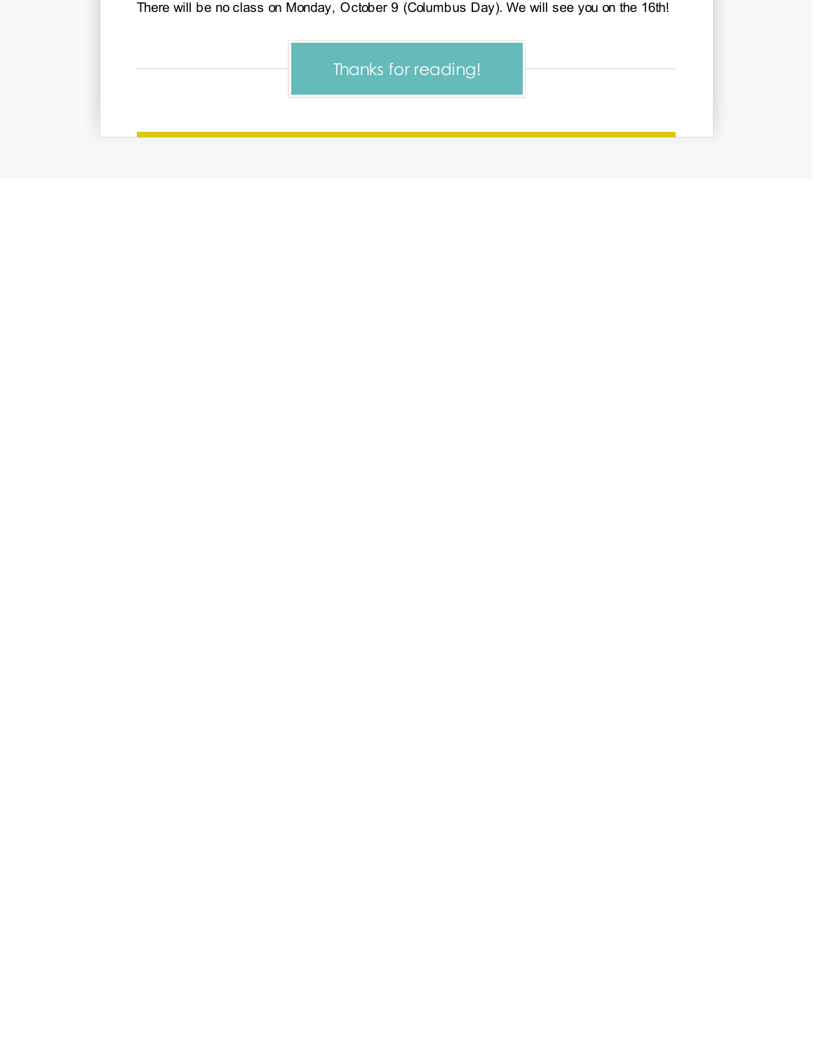There will be no class on Monday, October 9 (Columbus Day). We will see you on the 16th!

Thanks for reading!